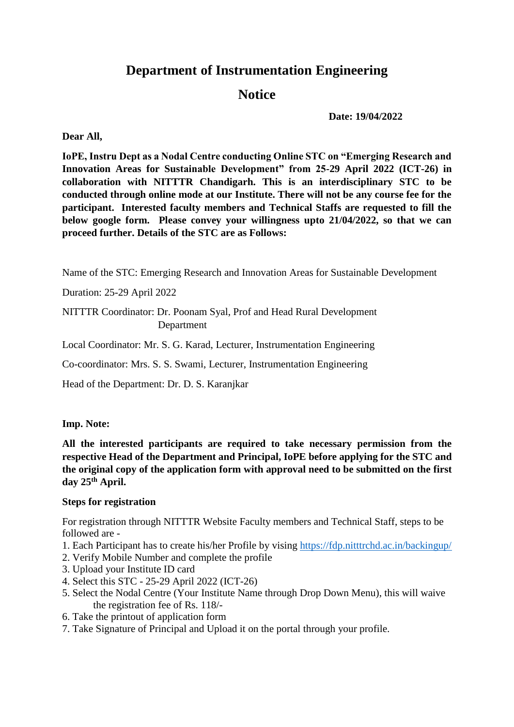# Department of Instrumentation Engineering

## Notice

**Date: 19/04/2022**

**Dear All,**

**IoPE, Instru Dept as a Nodal Centre conducting Online STC on "Emerging Research and Innovation Areas for Sustainable Development" from 25-29 April 2022 (ICT-26) in collaboration with NITTTR Chandigarh. This is an interdisciplinary STC to be conducted through online mode at our Institute. There will not be any course fee for the participant. Interested faculty members and Technical Staffs are requested to fill the below google form. Please convey your willingness upto 21/04/2022, so that we can proceed further. Details of the STC are as Follows:**

Name of the STC: Emerging Research and Innovation Areas for Sustainable Development

Duration: 25-29 April 2022

NITTTR Coordinator: Dr. Poonam Syal, Prof and Head Rural Development Department

Local Coordinator: Mr. S. G. Karad, Lecturer, Instrumentation Engineering

Co-coordinator: Mrs. S. S. Swami, Lecturer, Instrumentation Engineering

Head of the Department: Dr. D. S. Karanjkar

**Imp. Note:**

**All the interested participants are required to take necessary permission from the respective Head of the Department and Principal, IoPE before applying for the STC and the original copy of the application form with approval need to be submitted on the first day 25th April.**

**Steps for registration**

For registration through NITTTR Website Faculty members and Technical Staff, steps to be followed are -

1. Each Participant has to create his/her Profile by vising https://fdp.nitttrchd.ac.in/backingup/
2. Verify Mobile Number and complete the profile
3. Upload your Institute ID card
4. Select this STC - 25-29 April 2022 (ICT-26)
5. Select the Nodal Centre (Your Institute Name through Drop Down Menu), this will waive the registration fee of Rs. 118/-
6. Take the printout of application form
7. Take Signature of Principal and Upload it on the portal through your profile.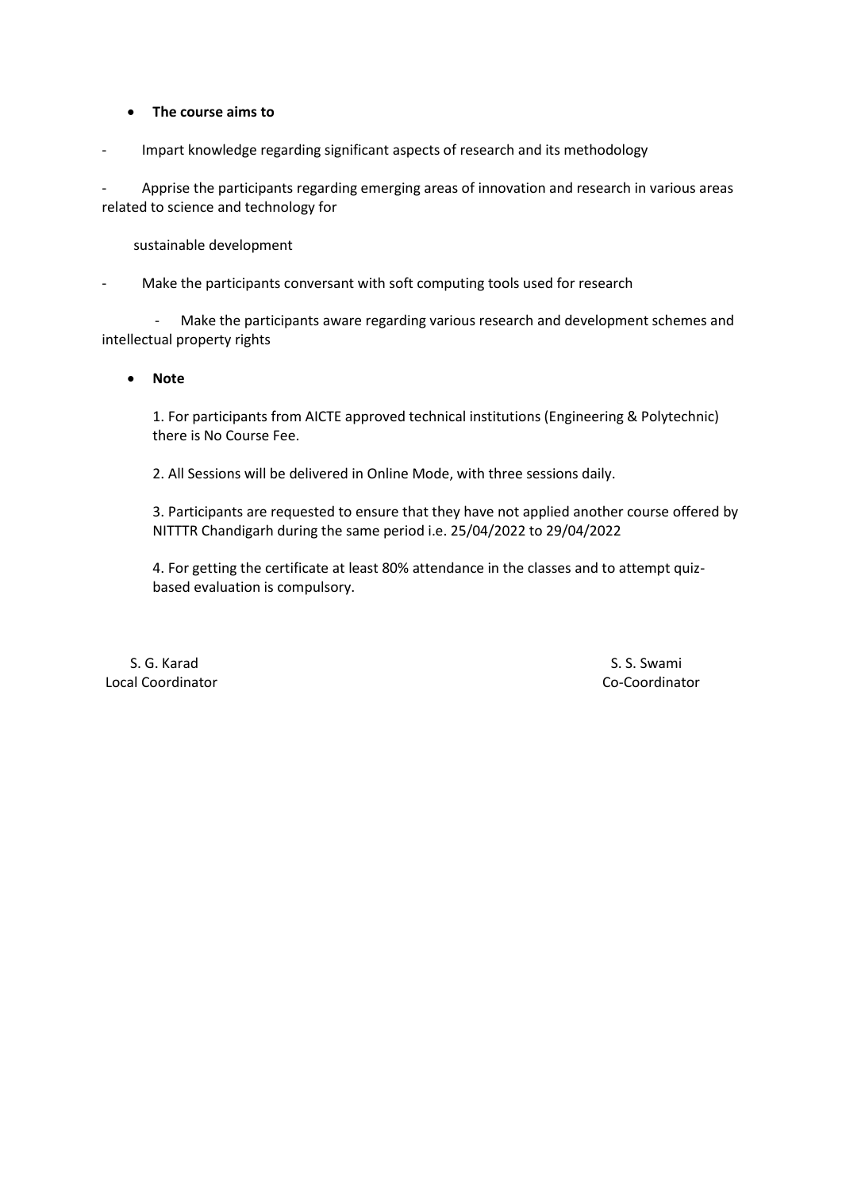- **The course aims to**

- Impart knowledge regarding significant aspects of research and its methodology

- Apprise the participants regarding emerging areas of innovation and research in various areas related to science and technology for

  sustainable development

- Make the participants conversant with soft computing tools used for research

- Make the participants aware regarding various research and development schemes and intellectual property rights

- **Note**

  1. For participants from AICTE approved technical institutions (Engineering & Polytechnic) there is No Course Fee.

  2. All Sessions will be delivered in Online Mode, with three sessions daily.

  3. Participants are requested to ensure that they have not applied another course offered by NITTTR Chandigarh during the same period i.e. 25/04/2022 to 29/04/2022

  4. For getting the certificate at least 80% attendance in the classes and to attempt quiz-based evaluation is compulsory.

S. G. Karad
Local Coordinator

S. S. Swami
Co-Coordinator